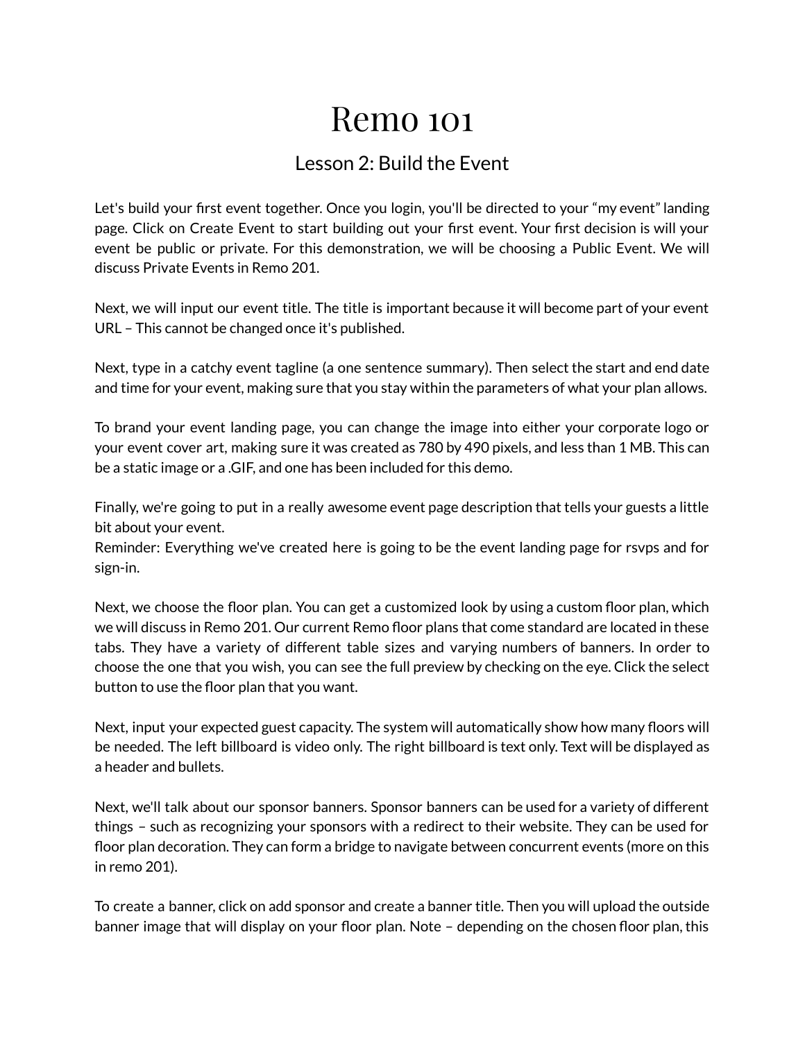# Remo 101

## Lesson 2: Build the Event

Let's build your first event together. Once you login, you'll be directed to your "my event" landing page. Click on Create Event to start building out your first event. Your first decision is will your event be public or private. For this demonstration, we will be choosing a Public Event. We will discuss Private Events in Remo 201.

Next, we will input our event title. The title is important because it will become part of your event URL – This cannot be changed once it's published.

Next, type in a catchy event tagline (a one sentence summary). Then select the start and end date and time for your event, making sure that you stay within the parameters of what your plan allows.

To brand your event landing page, you can change the image into either your corporate logo or your event cover art, making sure it was created as 780 by 490 pixels, and less than 1 MB. This can be a static image or a .GIF, and one has been included for this demo.

Finally, we're going to put in a really awesome event page description that tells your guests a little bit about your event.
Reminder: Everything we've created here is going to be the event landing page for rsvps and for sign-in.

Next, we choose the floor plan. You can get a customized look by using a custom floor plan, which we will discuss in Remo 201. Our current Remo floor plans that come standard are located in these tabs. They have a variety of different table sizes and varying numbers of banners. In order to choose the one that you wish, you can see the full preview by checking on the eye. Click the select button to use the floor plan that you want.

Next, input your expected guest capacity. The system will automatically show how many floors will be needed. The left billboard is video only. The right billboard is text only. Text will be displayed as a header and bullets.

Next, we'll talk about our sponsor banners. Sponsor banners can be used for a variety of different things – such as recognizing your sponsors with a redirect to their website. They can be used for floor plan decoration. They can form a bridge to navigate between concurrent events (more on this in remo 201).

To create a banner, click on add sponsor and create a banner title. Then you will upload the outside banner image that will display on your floor plan. Note – depending on the chosen floor plan, this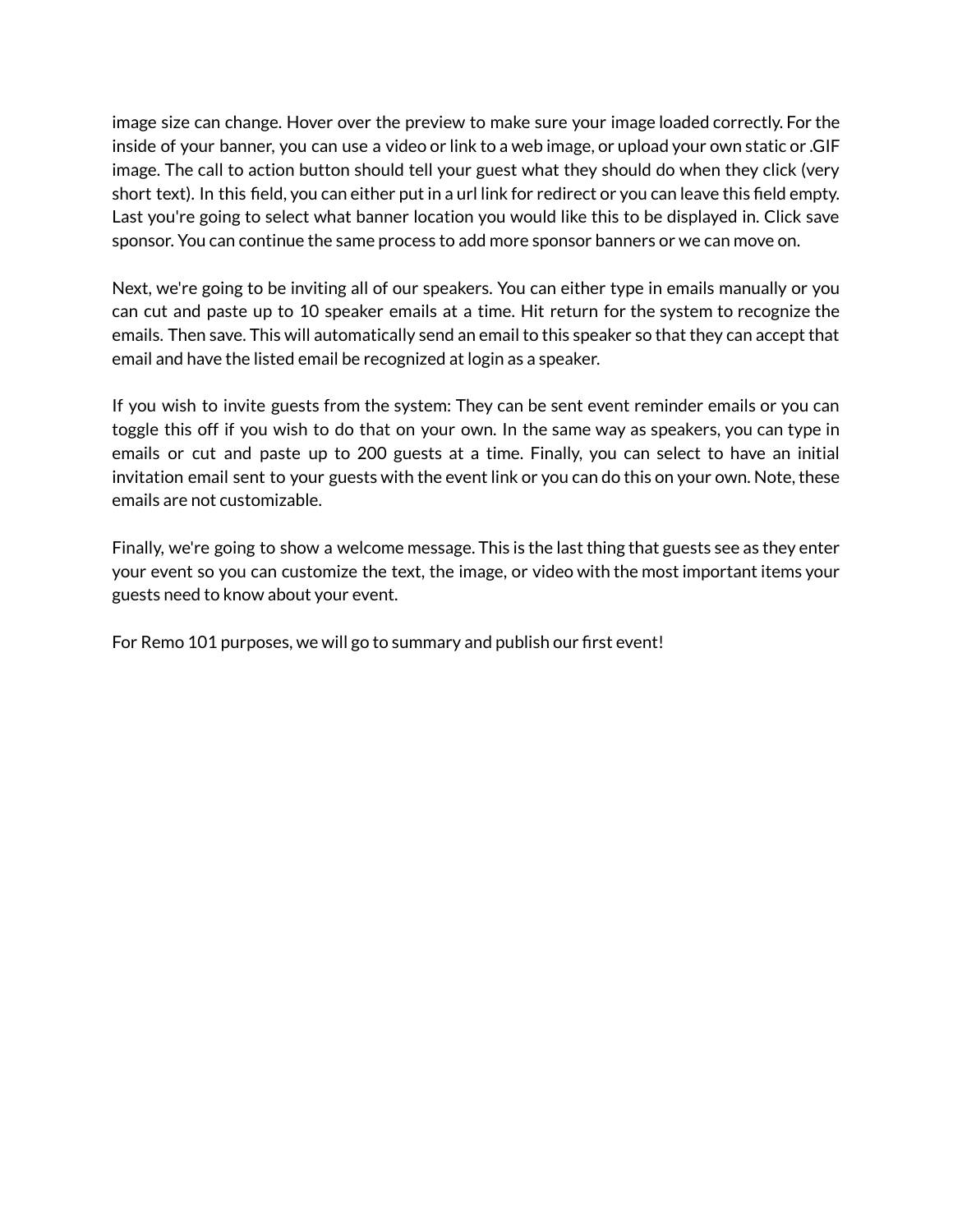image size can change. Hover over the preview to make sure your image loaded correctly. For the inside of your banner, you can use a video or link to a web image, or upload your own static or .GIF image. The call to action button should tell your guest what they should do when they click (very short text). In this field, you can either put in a url link for redirect or you can leave this field empty. Last you're going to select what banner location you would like this to be displayed in. Click save sponsor. You can continue the same process to add more sponsor banners or we can move on.

Next, we're going to be inviting all of our speakers. You can either type in emails manually or you can cut and paste up to 10 speaker emails at a time. Hit return for the system to recognize the emails. Then save. This will automatically send an email to this speaker so that they can accept that email and have the listed email be recognized at login as a speaker.

If you wish to invite guests from the system: They can be sent event reminder emails or you can toggle this off if you wish to do that on your own. In the same way as speakers, you can type in emails or cut and paste up to 200 guests at a time. Finally, you can select to have an initial invitation email sent to your guests with the event link or you can do this on your own. Note, these emails are not customizable.

Finally, we're going to show a welcome message. This is the last thing that guests see as they enter your event so you can customize the text, the image, or video with the most important items your guests need to know about your event.

For Remo 101 purposes, we will go to summary and publish our first event!